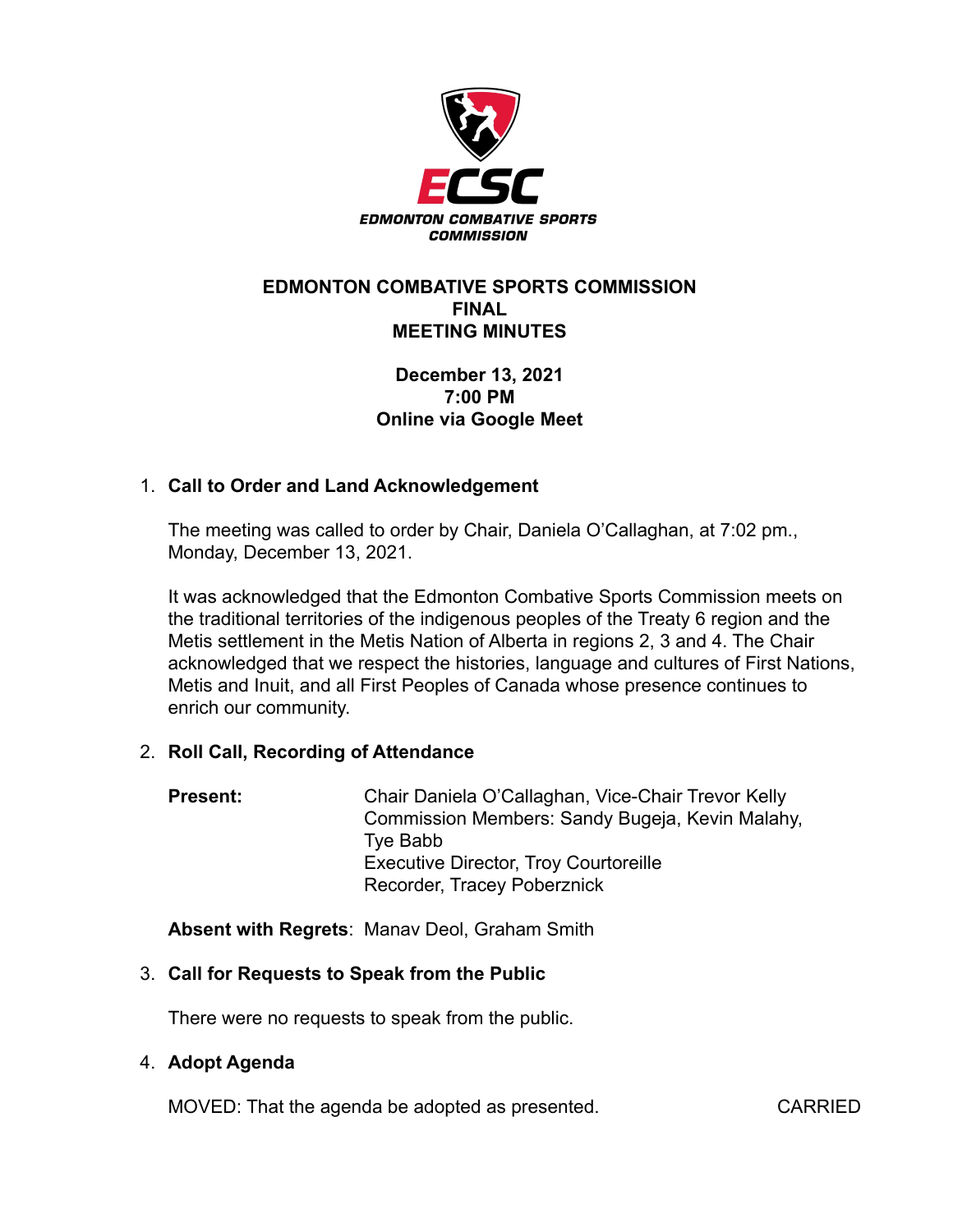# EDMONTON COMBATIVE SPORTS COMMISSION
## FINAL
## MEETING MINUTES

**December 13, 2021**
**7:00 PM**
**Online via Google Meet**

1. **Call to Order and Land Acknowledgement**

   The meeting was called to order by Chair, Daniela O'Callaghan, at 7:02 pm., Monday, December 13, 2021.

   It was acknowledged that the Edmonton Combative Sports Commission meets on the traditional territories of the indigenous peoples of the Treaty 6 region and the Metis settlement in the Metis Nation of Alberta in regions 2, 3 and 4. The Chair acknowledged that we respect the histories, language and cultures of First Nations, Metis and Inuit, and all First Peoples of Canada whose presence continues to enrich our community.

2. **Roll Call, Recording of Attendance**

   **Present:** Chair Daniela O'Callaghan, Vice-Chair Trevor Kelly
   Commission Members: Sandy Bugeja, Kevin Malahy, Tye Babb
   Executive Director, Troy Courtoreille
   Recorder, Tracey Poberznick

   **Absent with Regrets**: Manav Deol, Graham Smith

3. **Call for Requests to Speak from the Public**

   There were no requests to speak from the public.

4. **Adopt Agenda**

   MOVED: That the agenda be adopted as presented. CARRIED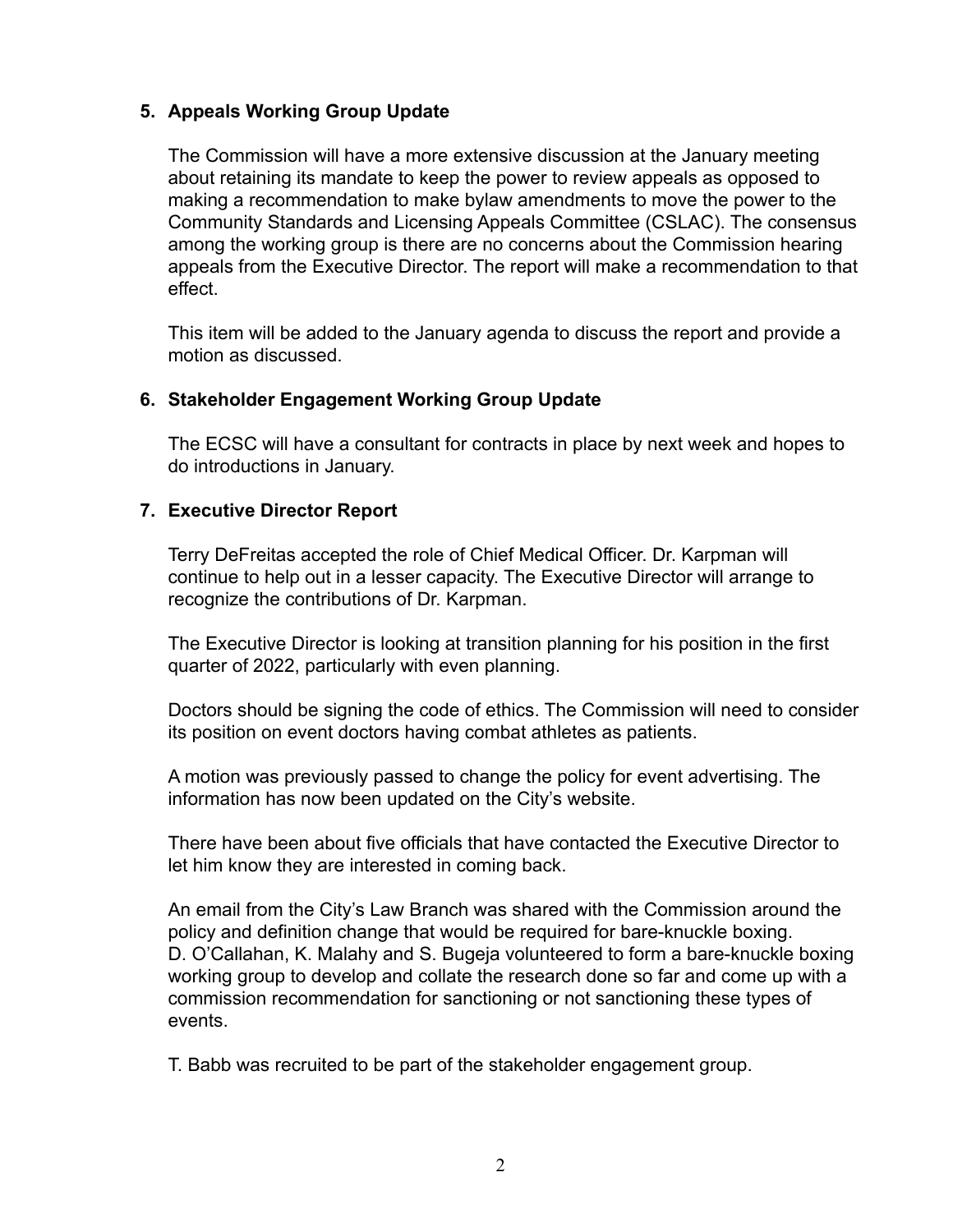## 5. Appeals Working Group Update

The Commission will have a more extensive discussion at the January meeting about retaining its mandate to keep the power to review appeals as opposed to making a recommendation to make bylaw amendments to move the power to the Community Standards and Licensing Appeals Committee (CSLAC). The consensus among the working group is there are no concerns about the Commission hearing appeals from the Executive Director. The report will make a recommendation to that effect.

This item will be added to the January agenda to discuss the report and provide a motion as discussed.

## 6. Stakeholder Engagement Working Group Update

The ECSC will have a consultant for contracts in place by next week and hopes to do introductions in January.

## 7. Executive Director Report

Terry DeFreitas accepted the role of Chief Medical Officer. Dr. Karpman will continue to help out in a lesser capacity. The Executive Director will arrange to recognize the contributions of Dr. Karpman.

The Executive Director is looking at transition planning for his position in the first quarter of 2022, particularly with even planning.

Doctors should be signing the code of ethics. The Commission will need to consider its position on event doctors having combat athletes as patients.

A motion was previously passed to change the policy for event advertising. The information has now been updated on the City's website.

There have been about five officials that have contacted the Executive Director to let him know they are interested in coming back.

An email from the City's Law Branch was shared with the Commission around the policy and definition change that would be required for bare-knuckle boxing. D. O'Callahan, K. Malahy and S. Bugeja volunteered to form a bare-knuckle boxing working group to develop and collate the research done so far and come up with a commission recommendation for sanctioning or not sanctioning these types of events.

T. Babb was recruited to be part of the stakeholder engagement group.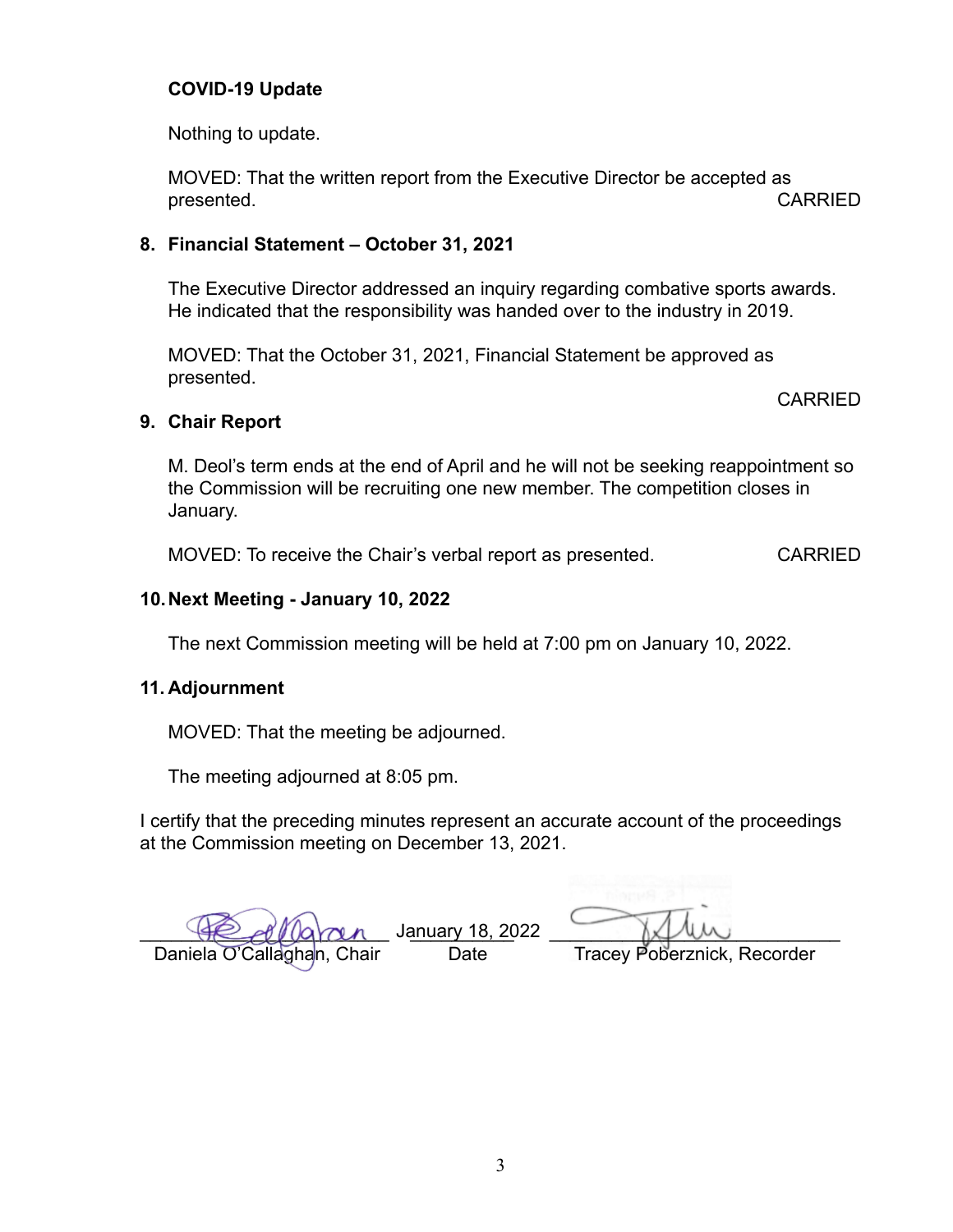**COVID-19 Update**

Nothing to update.

MOVED: That the written report from the Executive Director be accepted as presented. CARRIED

**8. Financial Statement – October 31, 2021**

The Executive Director addressed an inquiry regarding combative sports awards. He indicated that the responsibility was handed over to the industry in 2019.

MOVED: That the October 31, 2021, Financial Statement be approved as presented.

CARRIED

**9. Chair Report**

M. Deol's term ends at the end of April and he will not be seeking reappointment so the Commission will be recruiting one new member. The competition closes in January.

MOVED: To receive the Chair's verbal report as presented. CARRIED

**10. Next Meeting - January 10, 2022**

The next Commission meeting will be held at 7:00 pm on January 10, 2022.

**11. Adjournment**

MOVED: That the meeting be adjourned.

The meeting adjourned at 8:05 pm.

I certify that the preceding minutes represent an accurate account of the proceedings at the Commission meeting on December 13, 2021.

| | | |
|---|---|---|
| ______________________ | January 18, 2022 | ______________________ |
| Daniela O'Callaghan, Chair | Date | Tracey Poberznick, Recorder |